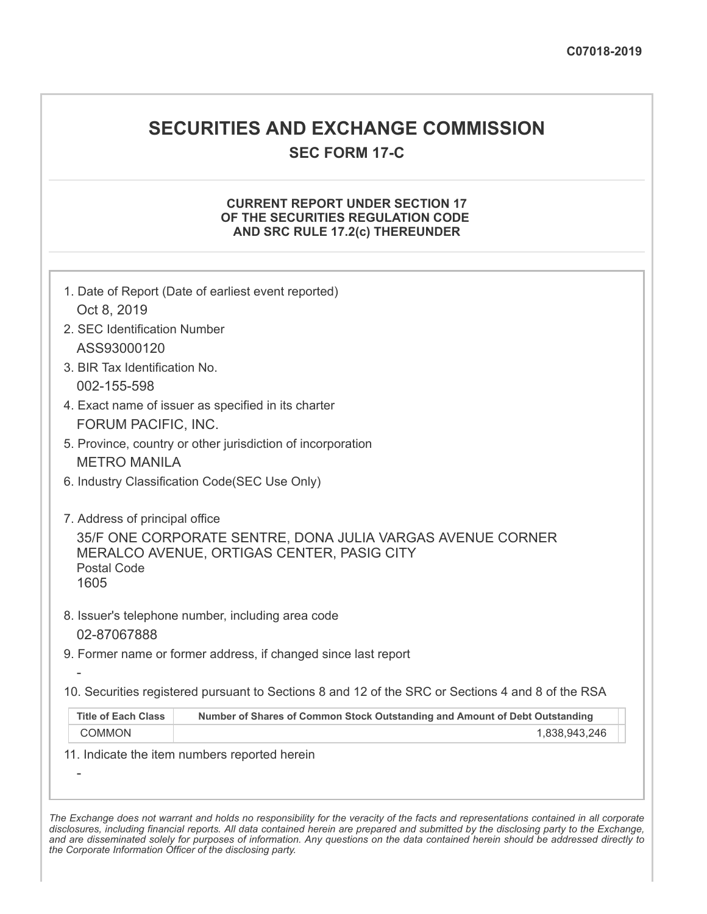C07018-2019

# SECURITIES AND EXCHANGE COMMISSION

## SEC FORM 17-C

### CURRENT REPORT UNDER SECTION 17 OF THE SECURITIES REGULATION CODE AND SRC RULE 17.2(c) THEREUNDER

1. Date of Report (Date of earliest event reported)
   Oct 8, 2019
2. SEC Identification Number
   ASS93000120
3. BIR Tax Identification No.
   002-155-598
4. Exact name of issuer as specified in its charter
   FORUM PACIFIC, INC.
5. Province, country or other jurisdiction of incorporation
   METRO MANILA
6. Industry Classification Code(SEC Use Only)

7. Address of principal office
   35/F ONE CORPORATE SENTRE, DONA JULIA VARGAS AVENUE CORNER MERALCO AVENUE, ORTIGAS CENTER, PASIG CITY
   Postal Code
   1605
8. Issuer's telephone number, including area code
   02-87067888
9. Former name or former address, if changed since last report
   -
10. Securities registered pursuant to Sections 8 and 12 of the SRC or Sections 4 and 8 of the RSA

| Title of Each Class | Number of Shares of Common Stock Outstanding and Amount of Debt Outstanding |
|---|---|
| COMMON | 1,838,943,246 |

11. Indicate the item numbers reported herein
   -

*The Exchange does not warrant and holds no responsibility for the veracity of the facts and representations contained in all corporate disclosures, including financial reports. All data contained herein are prepared and submitted by the disclosing party to the Exchange, and are disseminated solely for purposes of information. Any questions on the data contained herein should be addressed directly to the Corporate Information Officer of the disclosing party.*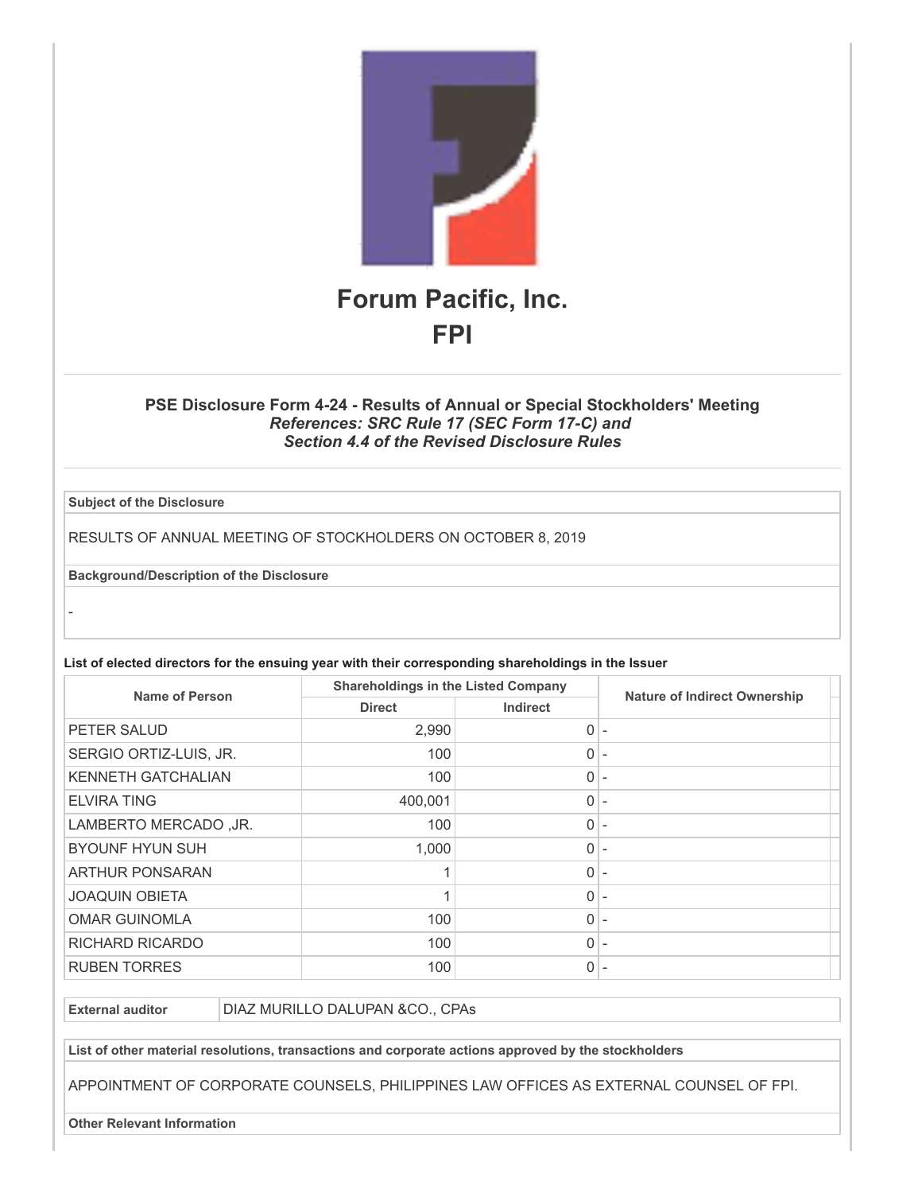# Forum Pacific, Inc.

# FPI

### PSE Disclosure Form 4-24 - Results of Annual or Special Stockholders' Meeting

***References: SRC Rule 17 (SEC Form 17-C) and***
***Section 4.4 of the Revised Disclosure Rules***

| **Subject of the Disclosure** |
| --- |
| RESULTS OF ANNUAL MEETING OF STOCKHOLDERS ON OCTOBER 8, 2019 |
| **Background/Description of the Disclosure** |
| - |

**List of elected directors for the ensuing year with their corresponding shareholdings in the Issuer**

| Name of Person | Shareholdings in the Listed Company | | Nature of Indirect Ownership |
| --- | --- | --- | --- |
| | Direct | Indirect | |
| PETER SALUD | 2,990 | 0 | - |
| SERGIO ORTIZ-LUIS, JR. | 100 | 0 | - |
| KENNETH GATCHALIAN | 100 | 0 | - |
| ELVIRA TING | 400,001 | 0 | - |
| LAMBERTO MERCADO ,JR. | 100 | 0 | - |
| BYOUNF HYUN SUH | 1,000 | 0 | - |
| ARTHUR PONSARAN | 1 | 0 | - |
| JOAQUIN OBIETA | 1 | 0 | - |
| OMAR GUINOMLA | 100 | 0 | - |
| RICHARD RICARDO | 100 | 0 | - |
| RUBEN TORRES | 100 | 0 | - |

| **External auditor** | DIAZ MURILLO DALUPAN &CO., CPAs |
| --- | --- |

| **List of other material resolutions, transactions and corporate actions approved by the stockholders** |
| --- |
| APPOINTMENT OF CORPORATE COUNSELS, PHILIPPINES LAW OFFICES AS EXTERNAL COUNSEL OF FPI. |
| **Other Relevant Information** |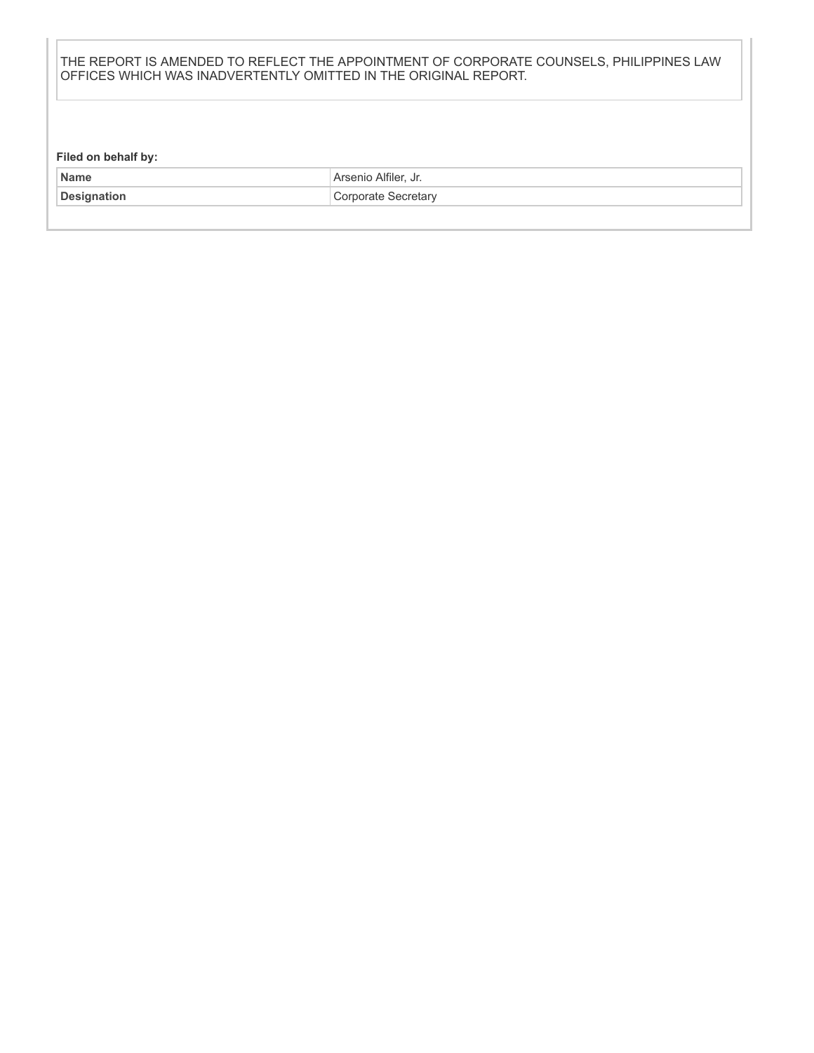THE REPORT IS AMENDED TO REFLECT THE APPOINTMENT OF CORPORATE COUNSELS, PHILIPPINES LAW OFFICES WHICH WAS INADVERTENTLY OMITTED IN THE ORIGINAL REPORT.

**Filed on behalf by:**

| | |
|---|---|
| **Name** | Arsenio Alfiler, Jr. |
| **Designation** | Corporate Secretary |